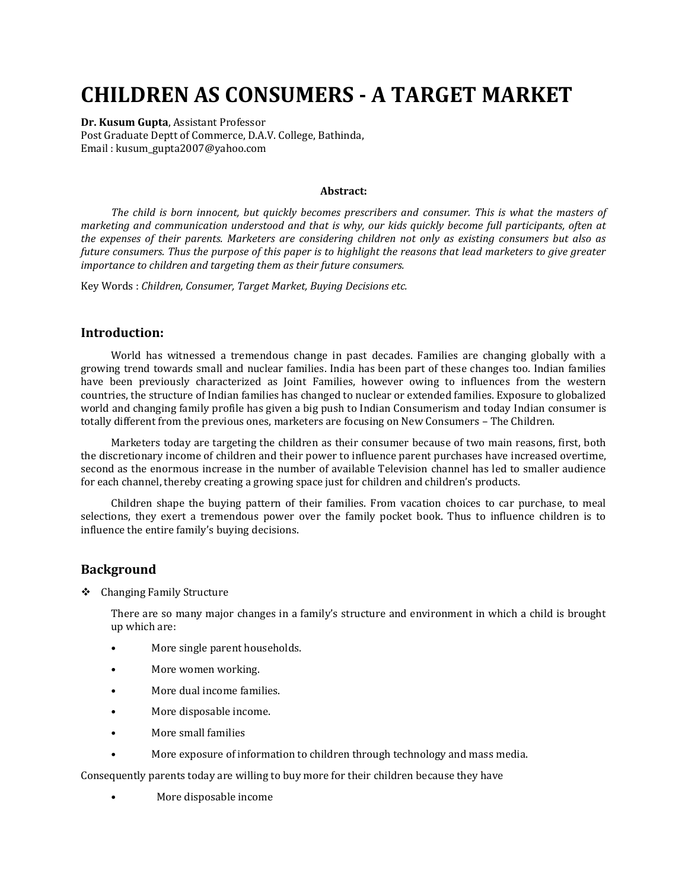// CHILDREN AS CONSUMERS - A TARGET MARKET

**Dr. Kusum Gupta**, Assistant Professor
Post Graduate Deptt of Commerce, D.A.V. College, Bathinda,
Email : kusum_gupta2007@yahoo.com

**Abstract:**

*The child is born innocent, but quickly becomes prescribers and consumer. This is what the masters of marketing and communication understood and that is why, our kids quickly become full participants, often at the expenses of their parents. Marketers are considering children not only as existing consumers but also as future consumers. Thus the purpose of this paper is to highlight the reasons that lead marketers to give greater importance to children and targeting them as their future consumers.*

Key Words : *Children, Consumer, Target Market, Buying Decisions etc.*

## Introduction:

World has witnessed a tremendous change in past decades. Families are changing globally with a growing trend towards small and nuclear families. India has been part of these changes too. Indian families have been previously characterized as Joint Families, however owing to influences from the western countries, the structure of Indian families has changed to nuclear or extended families. Exposure to globalized world and changing family profile has given a big push to Indian Consumerism and today Indian consumer is totally different from the previous ones, marketers are focusing on New Consumers – The Children.

Marketers today are targeting the children as their consumer because of two main reasons, first, both the discretionary income of children and their power to influence parent purchases have increased overtime, second as the enormous increase in the number of available Television channel has led to smaller audience for each channel, thereby creating a growing space just for children and children's products.

Children shape the buying pattern of their families. From vacation choices to car purchase, to meal selections, they exert a tremendous power over the family pocket book. Thus to influence children is to influence the entire family's buying decisions.

## Background

- Changing Family Structure

  There are so many major changes in a family's structure and environment in which a child is brought up which are:

  - More single parent households.
  - More women working.
  - More dual income families.
  - More disposable income.
  - More small families
  - More exposure of information to children through technology and mass media.

Consequently parents today are willing to buy more for their children because they have

- More disposable income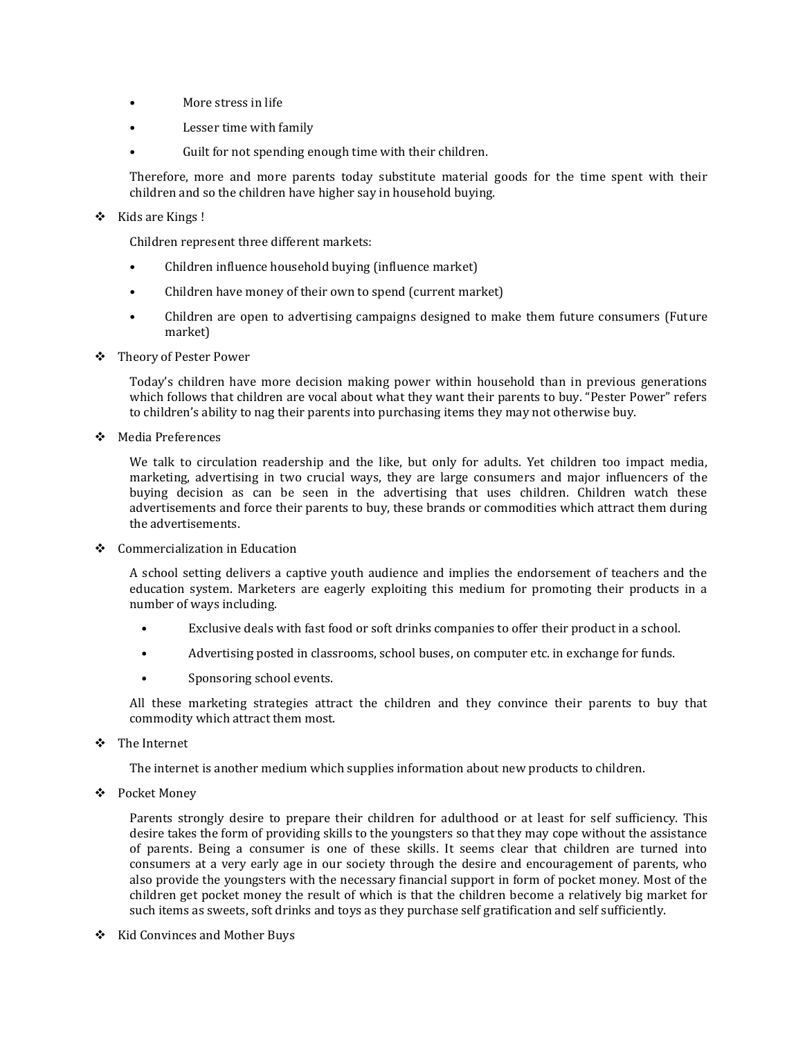- More stress in life
- Lesser time with family
- Guilt for not spending enough time with their children.

Therefore, more and more parents today substitute material goods for the time spent with their children and so the children have higher say in household buying.

❖ Kids are Kings !

Children represent three different markets:

- Children influence household buying (influence market)
- Children have money of their own to spend (current market)
- Children are open to advertising campaigns designed to make them future consumers (Future market)

❖ Theory of Pester Power

Today's children have more decision making power within household than in previous generations which follows that children are vocal about what they want their parents to buy. "Pester Power" refers to children's ability to nag their parents into purchasing items they may not otherwise buy.

❖ Media Preferences

We talk to circulation readership and the like, but only for adults. Yet children too impact media, marketing, advertising in two crucial ways, they are large consumers and major influencers of the buying decision as can be seen in the advertising that uses children. Children watch these advertisements and force their parents to buy, these brands or commodities which attract them during the advertisements.

❖ Commercialization in Education

A school setting delivers a captive youth audience and implies the endorsement of teachers and the education system. Marketers are eagerly exploiting this medium for promoting their products in a number of ways including.

- Exclusive deals with fast food or soft drinks companies to offer their product in a school.
- Advertising posted in classrooms, school buses, on computer etc. in exchange for funds.
- Sponsoring school events.

All these marketing strategies attract the children and they convince their parents to buy that commodity which attract them most.

❖ The Internet

The internet is another medium which supplies information about new products to children.

❖ Pocket Money

Parents strongly desire to prepare their children for adulthood or at least for self sufficiency. This desire takes the form of providing skills to the youngsters so that they may cope without the assistance of parents. Being a consumer is one of these skills. It seems clear that children are turned into consumers at a very early age in our society through the desire and encouragement of parents, who also provide the youngsters with the necessary financial support in form of pocket money. Most of the children get pocket money the result of which is that the children become a relatively big market for such items as sweets, soft drinks and toys as they purchase self gratification and self sufficiently.

❖ Kid Convinces and Mother Buys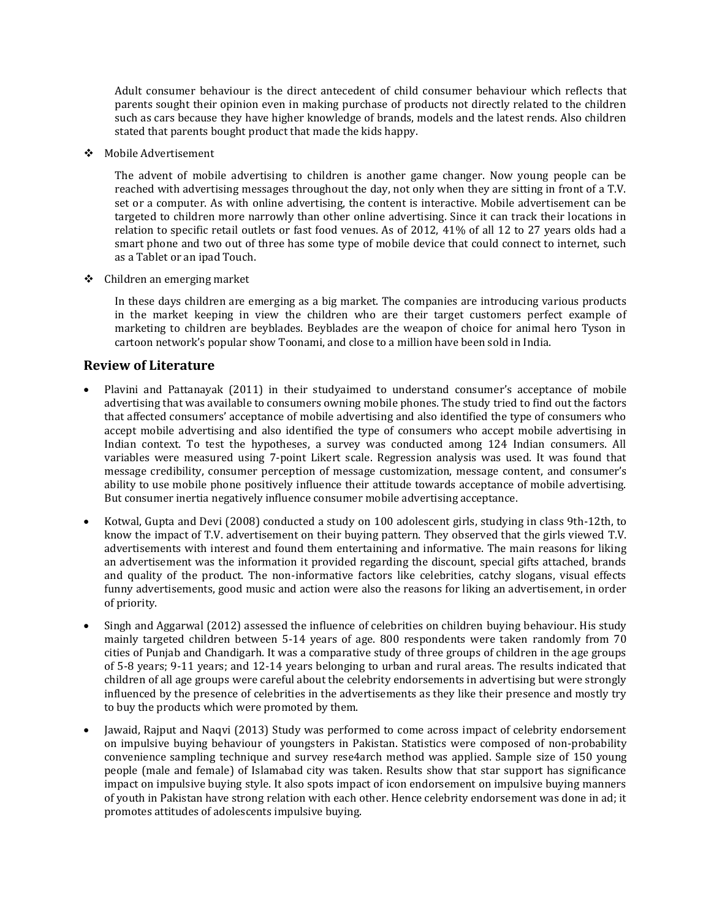Adult consumer behaviour is the direct antecedent of child consumer behaviour which reflects that parents sought their opinion even in making purchase of products not directly related to the children such as cars because they have higher knowledge of brands, models and the latest rends. Also children stated that parents bought product that made the kids happy.

❖ Mobile Advertisement

The advent of mobile advertising to children is another game changer. Now young people can be reached with advertising messages throughout the day, not only when they are sitting in front of a T.V. set or a computer. As with online advertising, the content is interactive. Mobile advertisement can be targeted to children more narrowly than other online advertising. Since it can track their locations in relation to specific retail outlets or fast food venues. As of 2012, 41% of all 12 to 27 years olds had a smart phone and two out of three has some type of mobile device that could connect to internet, such as a Tablet or an ipad Touch.

❖ Children an emerging market

In these days children are emerging as a big market. The companies are introducing various products in the market keeping in view the children who are their target customers perfect example of marketing to children are beyblades. Beyblades are the weapon of choice for animal hero Tyson in cartoon network's popular show Toonami, and close to a million have been sold in India.

## Review of Literature

- Plavini and Pattanayak (2011) in their studyaimed to understand consumer's acceptance of mobile advertising that was available to consumers owning mobile phones. The study tried to find out the factors that affected consumers' acceptance of mobile advertising and also identified the type of consumers who accept mobile advertising and also identified the type of consumers who accept mobile advertising in Indian context. To test the hypotheses, a survey was conducted among 124 Indian consumers. All variables were measured using 7-point Likert scale. Regression analysis was used. It was found that message credibility, consumer perception of message customization, message content, and consumer's ability to use mobile phone positively influence their attitude towards acceptance of mobile advertising. But consumer inertia negatively influence consumer mobile advertising acceptance.
- Kotwal, Gupta and Devi (2008) conducted a study on 100 adolescent girls, studying in class 9th-12th, to know the impact of T.V. advertisement on their buying pattern. They observed that the girls viewed T.V. advertisements with interest and found them entertaining and informative. The main reasons for liking an advertisement was the information it provided regarding the discount, special gifts attached, brands and quality of the product. The non-informative factors like celebrities, catchy slogans, visual effects funny advertisements, good music and action were also the reasons for liking an advertisement, in order of priority.
- Singh and Aggarwal (2012) assessed the influence of celebrities on children buying behaviour. His study mainly targeted children between 5-14 years of age. 800 respondents were taken randomly from 70 cities of Punjab and Chandigarh. It was a comparative study of three groups of children in the age groups of 5-8 years; 9-11 years; and 12-14 years belonging to urban and rural areas. The results indicated that children of all age groups were careful about the celebrity endorsements in advertising but were strongly influenced by the presence of celebrities in the advertisements as they like their presence and mostly try to buy the products which were promoted by them.
- Jawaid, Rajput and Naqvi (2013) Study was performed to come across impact of celebrity endorsement on impulsive buying behaviour of youngsters in Pakistan. Statistics were composed of non-probability convenience sampling technique and survey rese4arch method was applied. Sample size of 150 young people (male and female) of Islamabad city was taken. Results show that star support has significance impact on impulsive buying style. It also spots impact of icon endorsement on impulsive buying manners of youth in Pakistan have strong relation with each other. Hence celebrity endorsement was done in ad; it promotes attitudes of adolescents impulsive buying.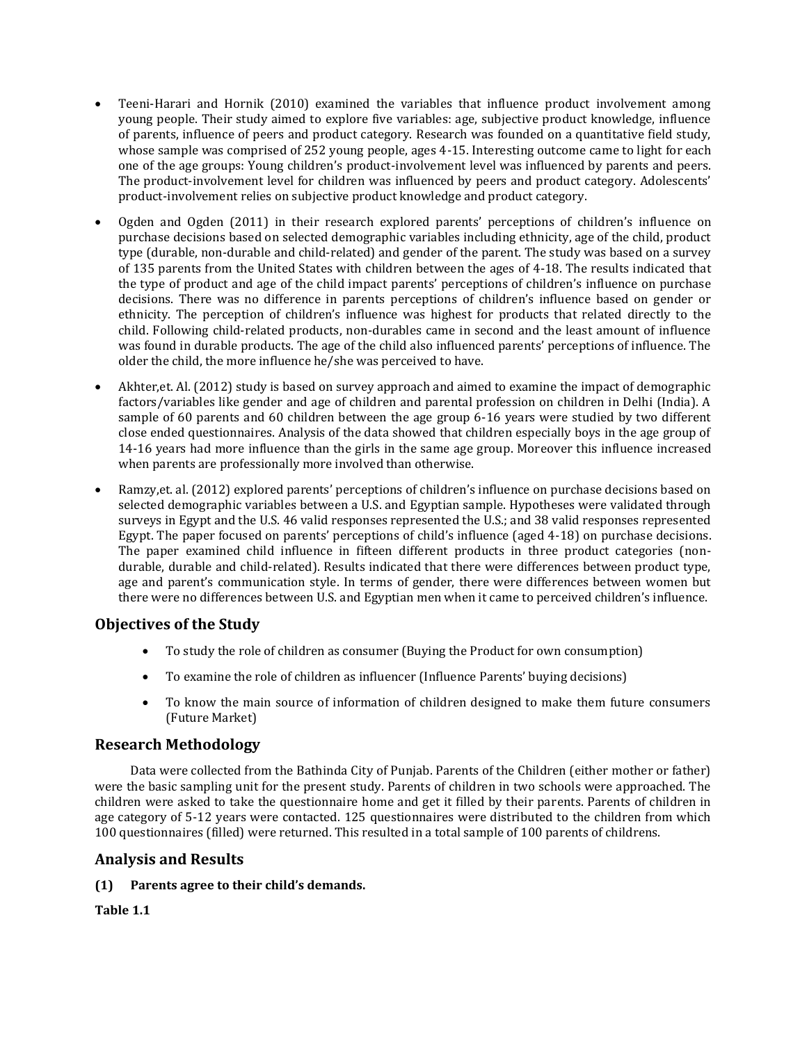- Teeni-Harari and Hornik (2010) examined the variables that influence product involvement among young people. Their study aimed to explore five variables: age, subjective product knowledge, influence of parents, influence of peers and product category. Research was founded on a quantitative field study, whose sample was comprised of 252 young people, ages 4-15. Interesting outcome came to light for each one of the age groups: Young children's product-involvement level was influenced by parents and peers. The product-involvement level for children was influenced by peers and product category. Adolescents' product-involvement relies on subjective product knowledge and product category.
- Ogden and Ogden (2011) in their research explored parents' perceptions of children's influence on purchase decisions based on selected demographic variables including ethnicity, age of the child, product type (durable, non-durable and child-related) and gender of the parent. The study was based on a survey of 135 parents from the United States with children between the ages of 4-18. The results indicated that the type of product and age of the child impact parents' perceptions of children's influence on purchase decisions. There was no difference in parents perceptions of children's influence based on gender or ethnicity. The perception of children's influence was highest for products that related directly to the child. Following child-related products, non-durables came in second and the least amount of influence was found in durable products. The age of the child also influenced parents' perceptions of influence. The older the child, the more influence he/she was perceived to have.
- Akhter,et. Al. (2012) study is based on survey approach and aimed to examine the impact of demographic factors/variables like gender and age of children and parental profession on children in Delhi (India). A sample of 60 parents and 60 children between the age group 6-16 years were studied by two different close ended questionnaires. Analysis of the data showed that children especially boys in the age group of 14-16 years had more influence than the girls in the same age group. Moreover this influence increased when parents are professionally more involved than otherwise.
- Ramzy,et. al. (2012) explored parents' perceptions of children's influence on purchase decisions based on selected demographic variables between a U.S. and Egyptian sample. Hypotheses were validated through surveys in Egypt and the U.S. 46 valid responses represented the U.S.; and 38 valid responses represented Egypt. The paper focused on parents' perceptions of child's influence (aged 4-18) on purchase decisions. The paper examined child influence in fifteen different products in three product categories (non-durable, durable and child-related). Results indicated that there were differences between product type, age and parent's communication style. In terms of gender, there were differences between women but there were no differences between U.S. and Egyptian men when it came to perceived children's influence.

## Objectives of the Study

- To study the role of children as consumer (Buying the Product for own consumption)
- To examine the role of children as influencer (Influence Parents' buying decisions)
- To know the main source of information of children designed to make them future consumers (Future Market)

## Research Methodology

Data were collected from the Bathinda City of Punjab. Parents of the Children (either mother or father) were the basic sampling unit for the present study. Parents of children in two schools were approached. The children were asked to take the questionnaire home and get it filled by their parents. Parents of children in age category of 5-12 years were contacted. 125 questionnaires were distributed to the children from which 100 questionnaires (filled) were returned. This resulted in a total sample of 100 parents of childrens.

## Analysis and Results

**(1) Parents agree to their child's demands.**

**Table 1.1**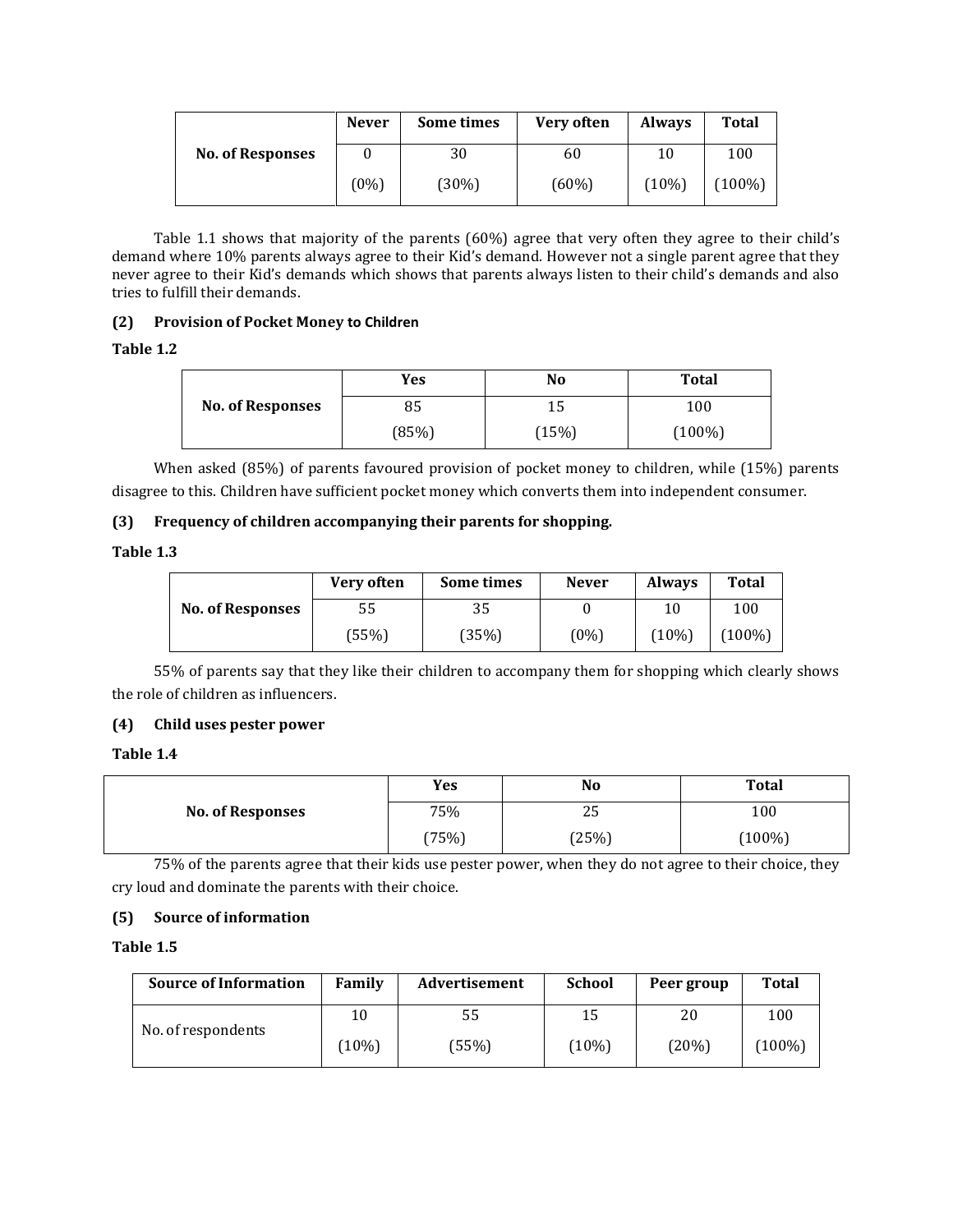| No. of Responses | Never | Some times | Very often | Always | Total |
|---|---|---|---|---|---|
| | 0 | 30 | 60 | 10 | 100 |
| | (0%) | (30%) | (60%) | (10%) | (100%) |

Table 1.1 shows that majority of the parents (60%) agree that very often they agree to their child's demand where 10% parents always agree to their Kid's demand. However not a single parent agree that they never agree to their Kid's demands which shows that parents always listen to their child's demands and also tries to fulfill their demands.

**(2) Provision of Pocket Money to Children**

**Table 1.2**

| No. of Responses | Yes | No | Total |
|---|---|---|---|
| | 85 | 15 | 100 |
| | (85%) | (15%) | (100%) |

When asked (85%) of parents favoured provision of pocket money to children, while (15%) parents disagree to this. Children have sufficient pocket money which converts them into independent consumer.

**(3) Frequency of children accompanying their parents for shopping.**

**Table 1.3**

| No. of Responses | Very often | Some times | Never | Always | Total |
|---|---|---|---|---|---|
| | 55 | 35 | 0 | 10 | 100 |
| | (55%) | (35%) | (0%) | (10%) | (100%) |

55% of parents say that they like their children to accompany them for shopping which clearly shows the role of children as influencers.

**(4) Child uses pester power**

**Table 1.4**

| No. of Responses | Yes | No | Total |
|---|---|---|---|
| | 75% | 25 | 100 |
| | (75%) | (25%) | (100%) |

75% of the parents agree that their kids use pester power, when they do not agree to their choice, they cry loud and dominate the parents with their choice.

**(5) Source of information**

**Table 1.5**

| Source of Information | Family | Advertisement | School | Peer group | Total |
|---|---|---|---|---|---|
| No. of respondents | 10 | 55 | 15 | 20 | 100 |
| | (10%) | (55%) | (10%) | (20%) | (100%) |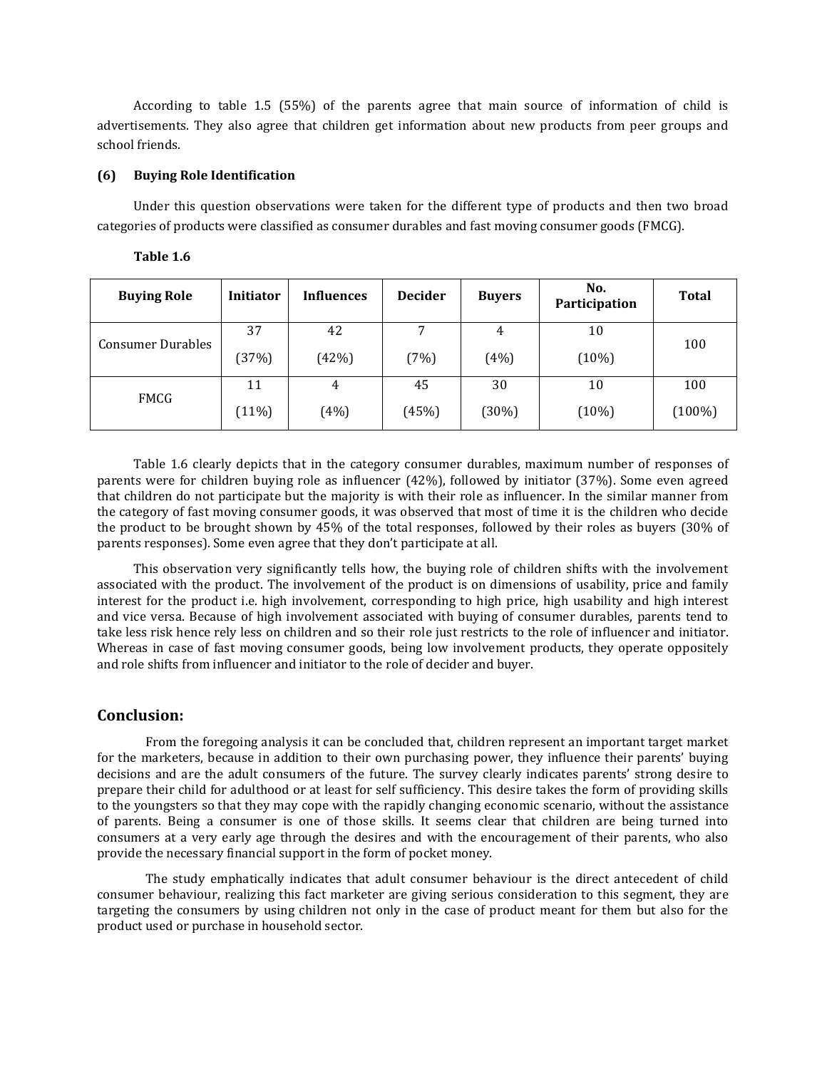According to table 1.5 (55%) of the parents agree that main source of information of child is advertisements. They also agree that children get information about new products from peer groups and school friends.

### (6) Buying Role Identification

Under this question observations were taken for the different type of products and then two broad categories of products were classified as consumer durables and fast moving consumer goods (FMCG).

**Table 1.6**

| Buying Role | Initiator | Influences | Decider | Buyers | No. Participation | Total |
|---|---|---|---|---|---|---|
| Consumer Durables | 37 (37%) | 42 (42%) | 7 (7%) | 4 (4%) | 10 (10%) | 100 |
| FMCG | 11 (11%) | 4 (4%) | 45 (45%) | 30 (30%) | 10 (10%) | 100 (100%) |

Table 1.6 clearly depicts that in the category consumer durables, maximum number of responses of parents were for children buying role as influencer (42%), followed by initiator (37%). Some even agreed that children do not participate but the majority is with their role as influencer. In the similar manner from the category of fast moving consumer goods, it was observed that most of time it is the children who decide the product to be brought shown by 45% of the total responses, followed by their roles as buyers (30% of parents responses). Some even agree that they don't participate at all.

This observation very significantly tells how, the buying role of children shifts with the involvement associated with the product. The involvement of the product is on dimensions of usability, price and family interest for the product i.e. high involvement, corresponding to high price, high usability and high interest and vice versa. Because of high involvement associated with buying of consumer durables, parents tend to take less risk hence rely less on children and so their role just restricts to the role of influencer and initiator. Whereas in case of fast moving consumer goods, being low involvement products, they operate oppositely and role shifts from influencer and initiator to the role of decider and buyer.

## Conclusion:

From the foregoing analysis it can be concluded that, children represent an important target market for the marketers, because in addition to their own purchasing power, they influence their parents' buying decisions and are the adult consumers of the future. The survey clearly indicates parents' strong desire to prepare their child for adulthood or at least for self sufficiency. This desire takes the form of providing skills to the youngsters so that they may cope with the rapidly changing economic scenario, without the assistance of parents. Being a consumer is one of those skills. It seems clear that children are being turned into consumers at a very early age through the desires and with the encouragement of their parents, who also provide the necessary financial support in the form of pocket money.

The study emphatically indicates that adult consumer behaviour is the direct antecedent of child consumer behaviour, realizing this fact marketer are giving serious consideration to this segment, they are targeting the consumers by using children not only in the case of product meant for them but also for the product used or purchase in household sector.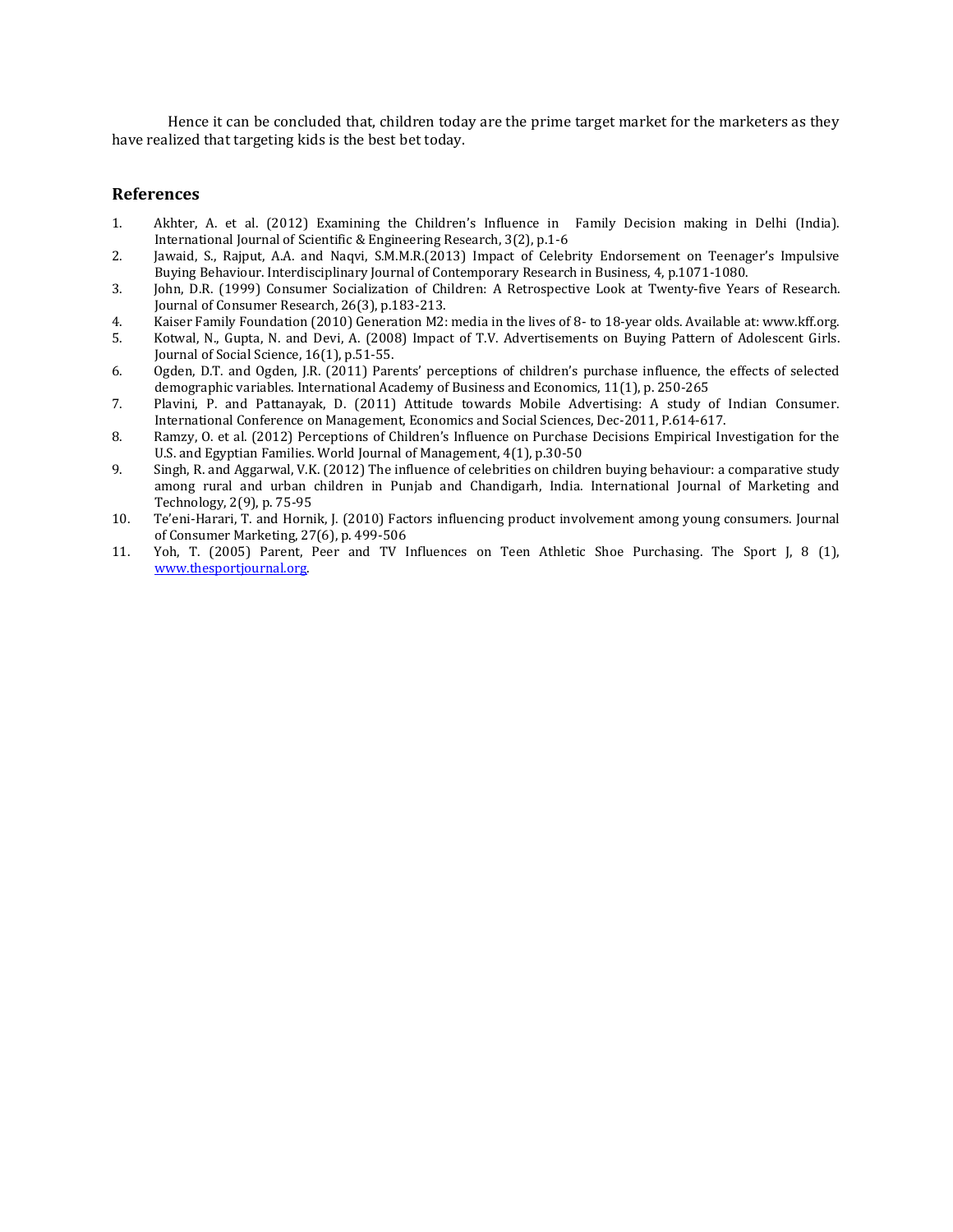Hence it can be concluded that, children today are the prime target market for the marketers as they have realized that targeting kids is the best bet today.

## References

1. Akhter, A. et al. (2012) Examining the Children's Influence in Family Decision making in Delhi (India). International Journal of Scientific & Engineering Research, 3(2), p.1-6
2. Jawaid, S., Rajput, A.A. and Naqvi, S.M.M.R.(2013) Impact of Celebrity Endorsement on Teenager's Impulsive Buying Behaviour. Interdisciplinary Journal of Contemporary Research in Business, 4, p.1071-1080.
3. John, D.R. (1999) Consumer Socialization of Children: A Retrospective Look at Twenty-five Years of Research. Journal of Consumer Research, 26(3), p.183-213.
4. Kaiser Family Foundation (2010) Generation M2: media in the lives of 8- to 18-year olds. Available at: www.kff.org.
5. Kotwal, N., Gupta, N. and Devi, A. (2008) Impact of T.V. Advertisements on Buying Pattern of Adolescent Girls. Journal of Social Science, 16(1), p.51-55.
6. Ogden, D.T. and Ogden, J.R. (2011) Parents' perceptions of children's purchase influence, the effects of selected demographic variables. International Academy of Business and Economics, 11(1), p. 250-265
7. Plavini, P. and Pattanayak, D. (2011) Attitude towards Mobile Advertising: A study of Indian Consumer. International Conference on Management, Economics and Social Sciences, Dec-2011, P.614-617.
8. Ramzy, O. et al. (2012) Perceptions of Children's Influence on Purchase Decisions Empirical Investigation for the U.S. and Egyptian Families. World Journal of Management, 4(1), p.30-50
9. Singh, R. and Aggarwal, V.K. (2012) The influence of celebrities on children buying behaviour: a comparative study among rural and urban children in Punjab and Chandigarh, India. International Journal of Marketing and Technology, 2(9), p. 75-95
10. Te'eni-Harari, T. and Hornik, J. (2010) Factors influencing product involvement among young consumers. Journal of Consumer Marketing, 27(6), p. 499-506
11. Yoh, T. (2005) Parent, Peer and TV Influences on Teen Athletic Shoe Purchasing. The Sport J, 8 (1), www.thesportjournal.org.